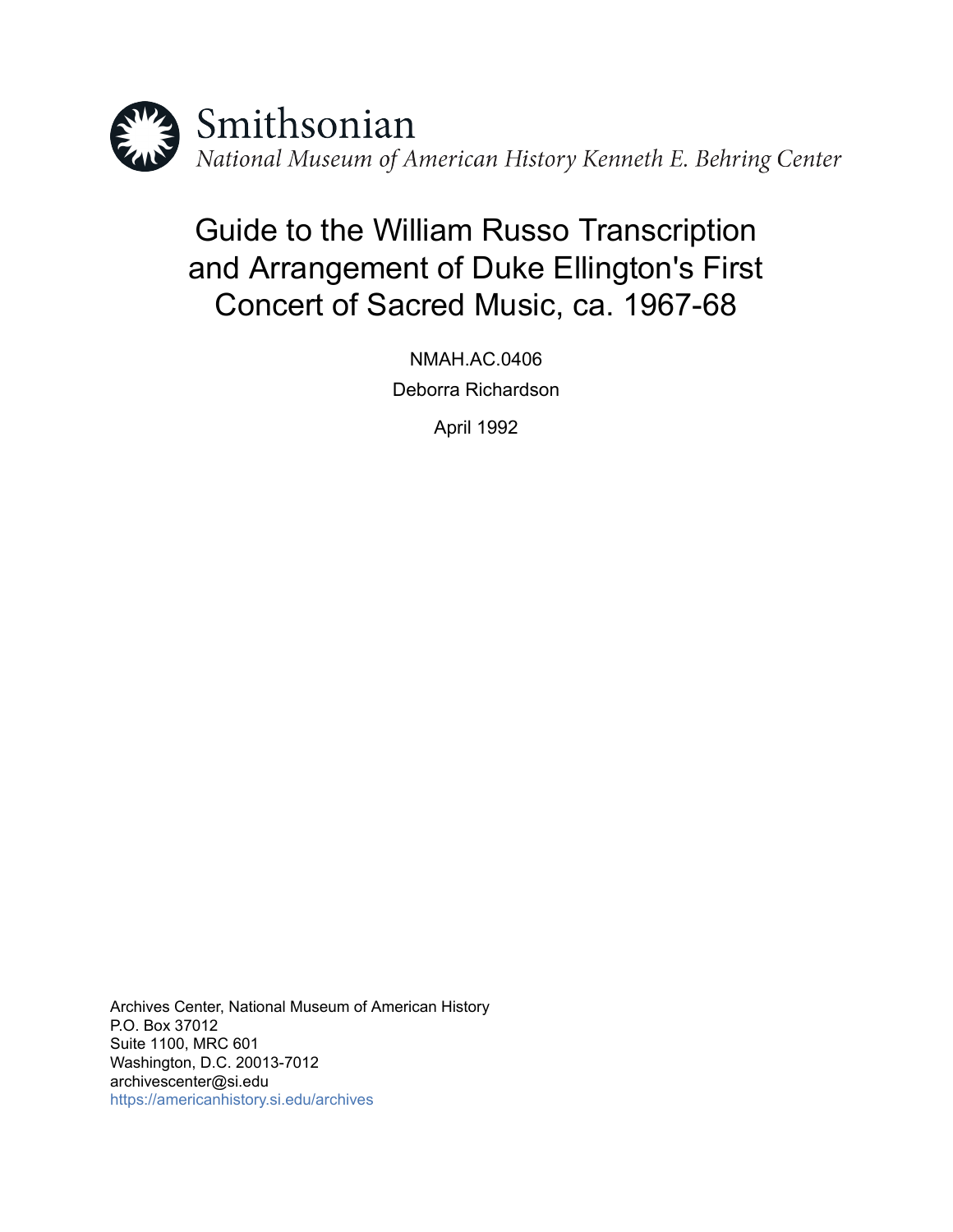Smithsonian

*National Museum of American History Kenneth E. Behring Center*

# Guide to the William Russo Transcription and Arrangement of Duke Ellington's First Concert of Sacred Music, ca. 1967-68

NMAH.AC.0406

Deborra Richardson

April 1992

Archives Center, National Museum of American History
P.O. Box 37012
Suite 1100, MRC 601
Washington, D.C. 20013-7012
archivescenter@si.edu
https://americanhistory.si.edu/archives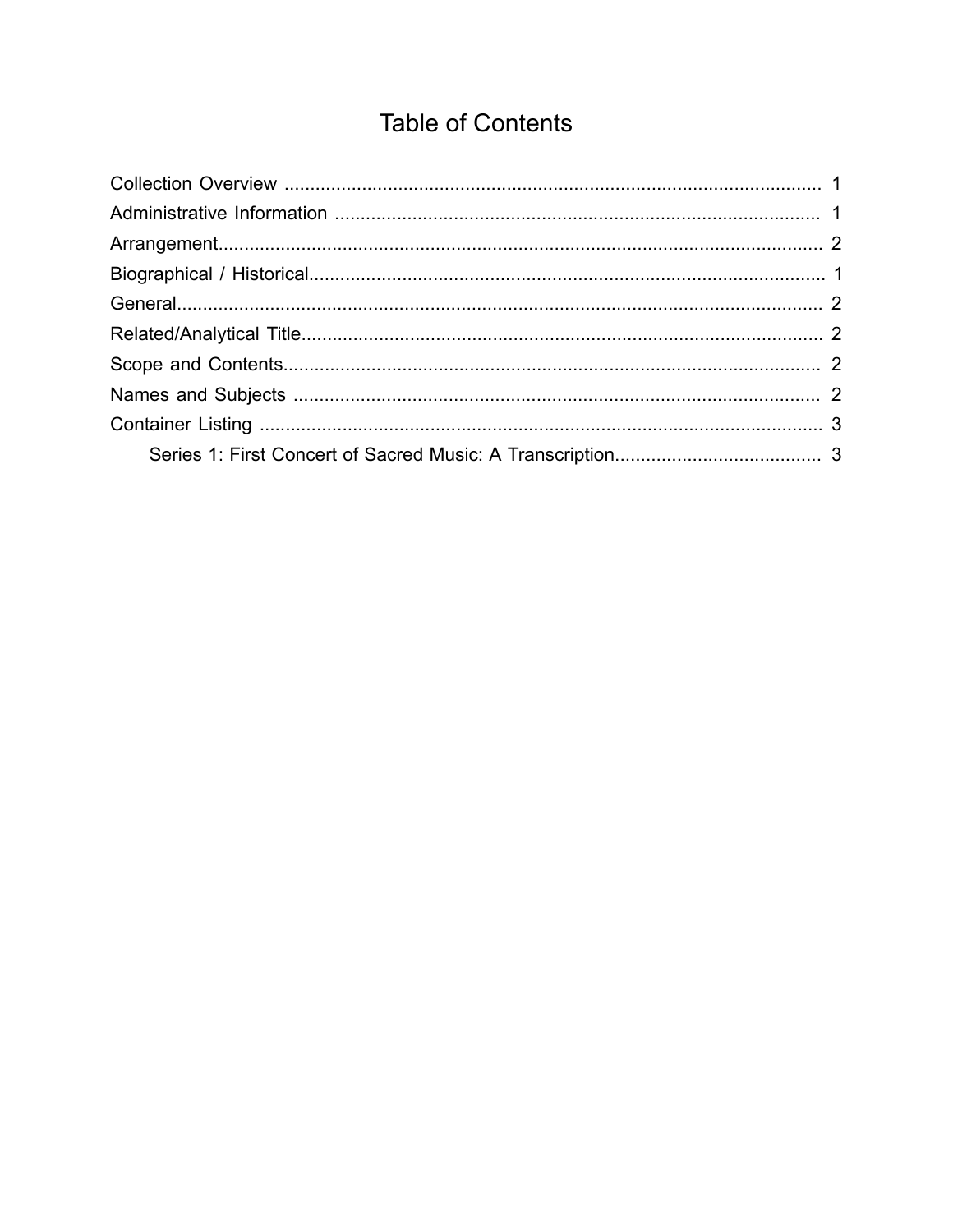# Table of Contents

- Collection Overview ........................................................................................................ 1
- Administrative Information .............................................................................................. 1
- Arrangement..................................................................................................................... 2
- Biographical / Historical................................................................................................... 1
- General.............................................................................................................................. 2
- Related/Analytical Title.................................................................................................... 2
- Scope and Contents......................................................................................................... 2
- Names and Subjects ....................................................................................................... 2
- Container Listing ............................................................................................................. 3
    - Series 1: First Concert of Sacred Music: A Transcription....................................... 3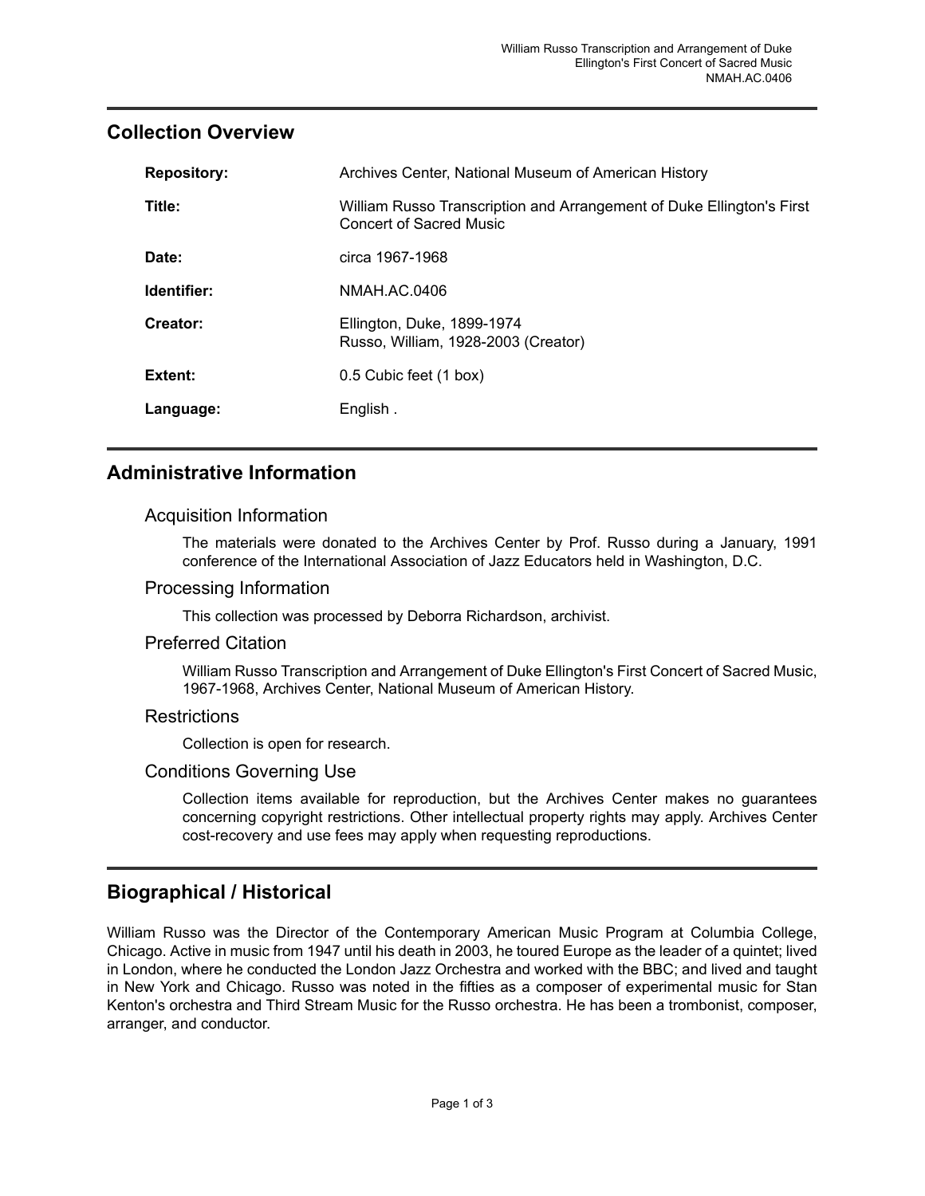## Collection Overview

| | |
|---|---|
| **Repository:** | Archives Center, National Museum of American History |
| **Title:** | William Russo Transcription and Arrangement of Duke Ellington's First Concert of Sacred Music |
| **Date:** | circa 1967-1968 |
| **Identifier:** | NMAH.AC.0406 |
| **Creator:** | Ellington, Duke, 1899-1974<br>Russo, William, 1928-2003 (Creator) |
| **Extent:** | 0.5 Cubic feet (1 box) |
| **Language:** | English . |

## Administrative Information

### Acquisition Information

The materials were donated to the Archives Center by Prof. Russo during a January, 1991 conference of the International Association of Jazz Educators held in Washington, D.C.

### Processing Information

This collection was processed by Deborra Richardson, archivist.

### Preferred Citation

William Russo Transcription and Arrangement of Duke Ellington's First Concert of Sacred Music, 1967-1968, Archives Center, National Museum of American History.

### Restrictions

Collection is open for research.

### Conditions Governing Use

Collection items available for reproduction, but the Archives Center makes no guarantees concerning copyright restrictions. Other intellectual property rights may apply. Archives Center cost-recovery and use fees may apply when requesting reproductions.

## Biographical / Historical

William Russo was the Director of the Contemporary American Music Program at Columbia College, Chicago. Active in music from 1947 until his death in 2003, he toured Europe as the leader of a quintet; lived in London, where he conducted the London Jazz Orchestra and worked with the BBC; and lived and taught in New York and Chicago. Russo was noted in the fifties as a composer of experimental music for Stan Kenton's orchestra and Third Stream Music for the Russo orchestra. He has been a trombonist, composer, arranger, and conductor.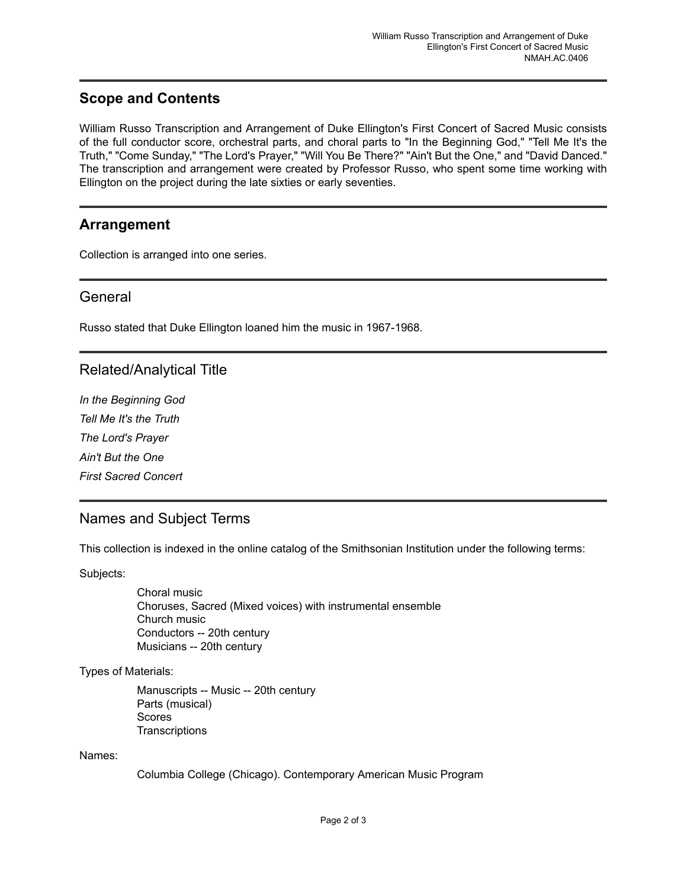## Scope and Contents

William Russo Transcription and Arrangement of Duke Ellington's First Concert of Sacred Music consists of the full conductor score, orchestral parts, and choral parts to "In the Beginning God," "Tell Me It's the Truth," "Come Sunday," "The Lord's Prayer," "Will You Be There?" "Ain't But the One," and "David Danced." The transcription and arrangement were created by Professor Russo, who spent some time working with Ellington on the project during the late sixties or early seventies.

## Arrangement

Collection is arranged into one series.

## General

Russo stated that Duke Ellington loaned him the music in 1967-1968.

## Related/Analytical Title

*In the Beginning God*

*Tell Me It's the Truth*

*The Lord's Prayer*

*Ain't But the One*

*First Sacred Concert*

## Names and Subject Terms

This collection is indexed in the online catalog of the Smithsonian Institution under the following terms:

Subjects:

- Choral music
- Choruses, Sacred (Mixed voices) with instrumental ensemble
- Church music
- Conductors -- 20th century
- Musicians -- 20th century

Types of Materials:

- Manuscripts -- Music -- 20th century
- Parts (musical)
- Scores
- Transcriptions

Names:

- Columbia College (Chicago). Contemporary American Music Program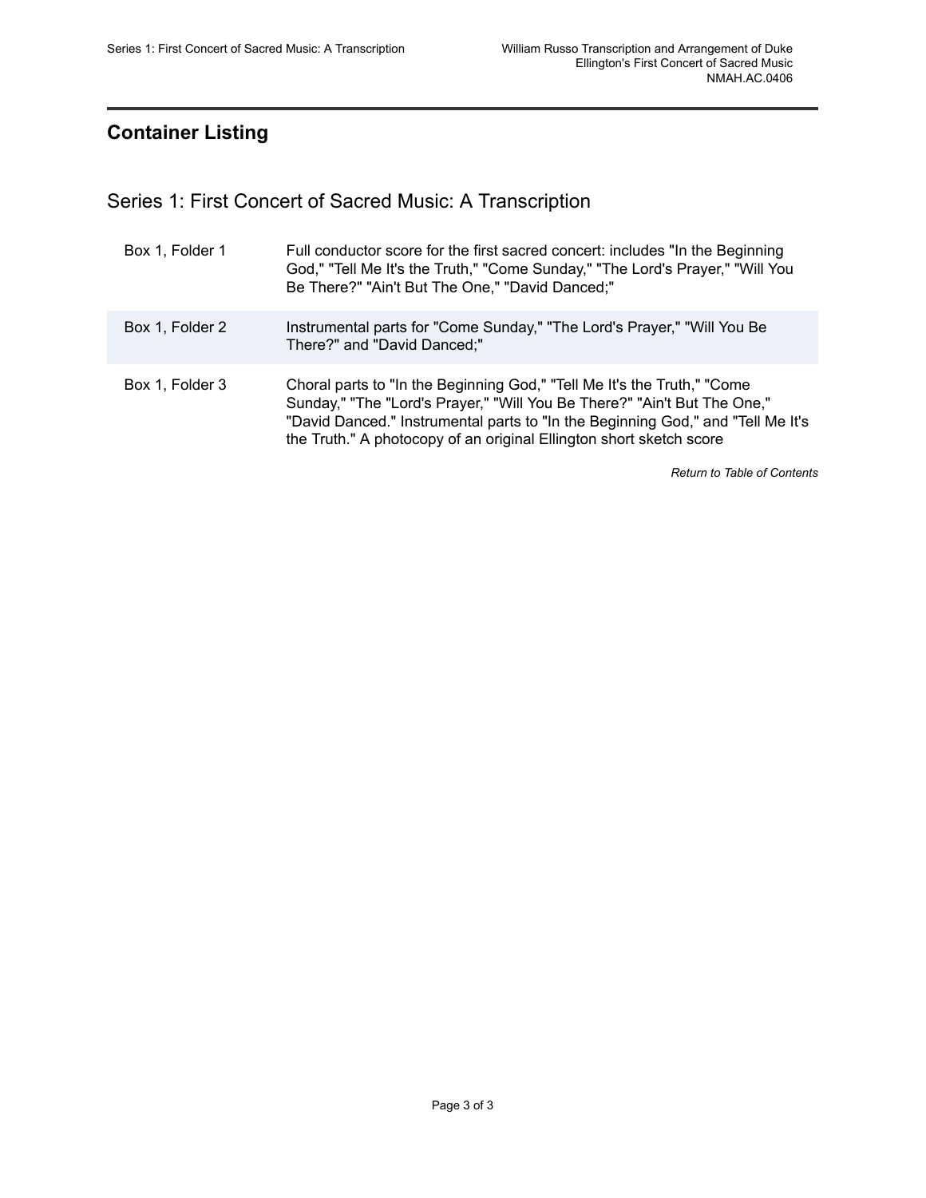## Container Listing

### Series 1: First Concert of Sacred Music: A Transcription

| | |
|---|---|
| Box 1, Folder 1 | Full conductor score for the first sacred concert: includes "In the Beginning God," "Tell Me It's the Truth," "Come Sunday," "The Lord's Prayer," "Will You Be There?" "Ain't But The One," "David Danced;" |
| Box 1, Folder 2 | Instrumental parts for "Come Sunday," "The Lord's Prayer," "Will You Be There?" and "David Danced;" |
| Box 1, Folder 3 | Choral parts to "In the Beginning God," "Tell Me It's the Truth," "Come Sunday," "The "Lord's Prayer," "Will You Be There?" "Ain't But The One," "David Danced." Instrumental parts to "In the Beginning God," and "Tell Me It's the Truth." A photocopy of an original Ellington short sketch score |

*Return to Table of Contents*